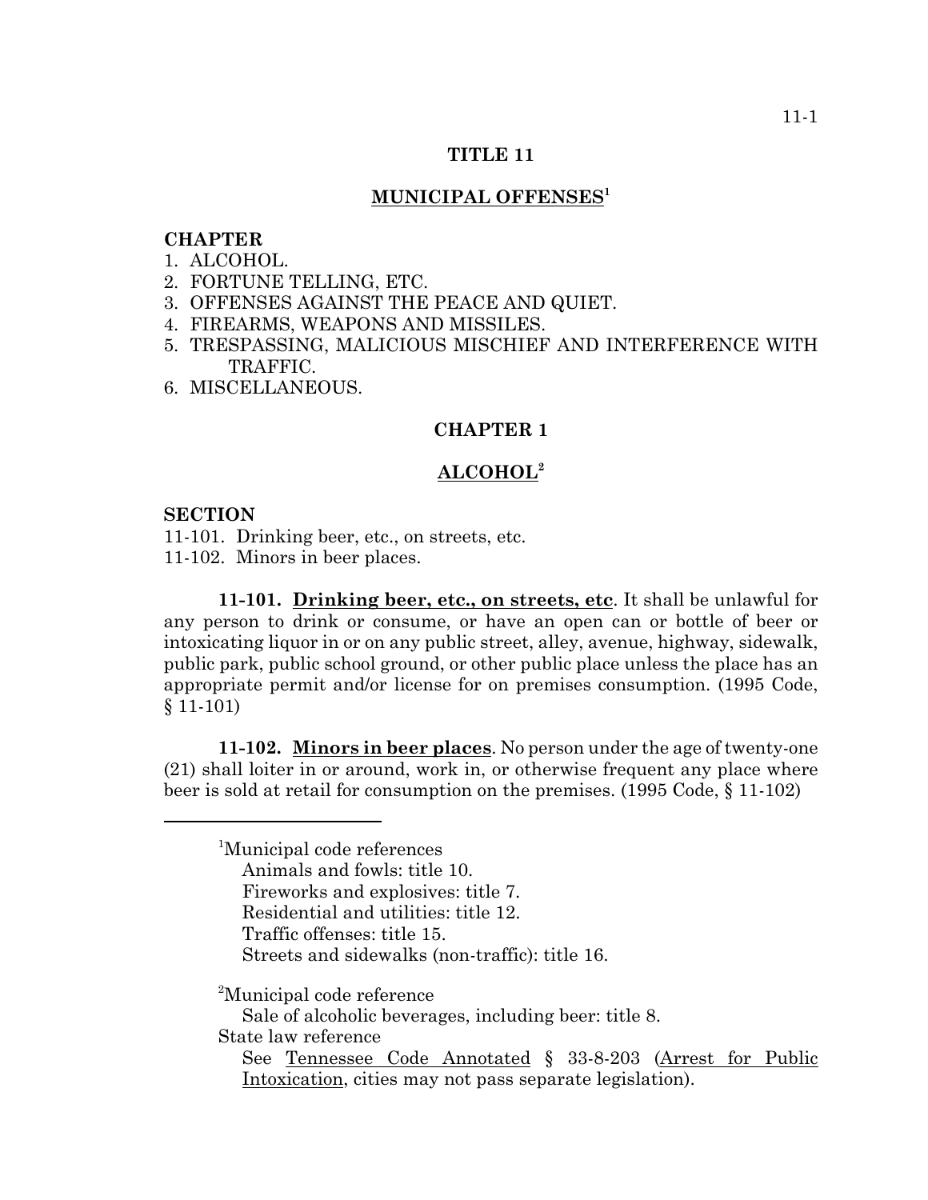# TITLE 11

## MUNICIPAL OFFENSES[1]

**CHAPTER**

1. ALCOHOL.
2. FORTUNE TELLING, ETC.
3. OFFENSES AGAINST THE PEACE AND QUIET.
4. FIREARMS, WEAPONS AND MISSILES.
5. TRESPASSING, MALICIOUS MISCHIEF AND INTERFERENCE WITH TRAFFIC.
6. MISCELLANEOUS.

## CHAPTER 1

## ALCOHOL[2]

**SECTION**

11-101. Drinking beer, etc., on streets, etc.
11-102. Minors in beer places.

**11-101. Drinking beer, etc., on streets, etc**. It shall be unlawful for any person to drink or consume, or have an open can or bottle of beer or intoxicating liquor in or on any public street, alley, avenue, highway, sidewalk, public park, public school ground, or other public place unless the place has an appropriate permit and/or license for on premises consumption. (1995 Code, § 11-101)

**11-102. Minors in beer places**. No person under the age of twenty-one (21) shall loiter in or around, work in, or otherwise frequent any place where beer is sold at retail for consumption on the premises. (1995 Code, § 11-102)

---

[1]Municipal code references
Animals and fowls: title 10.
Fireworks and explosives: title 7.
Residential and utilities: title 12.
Traffic offenses: title 15.
Streets and sidewalks (non-traffic): title 16.

[2]Municipal code reference
Sale of alcoholic beverages, including beer: title 8.
State law reference
See Tennessee Code Annotated § 33-8-203 (Arrest for Public Intoxication, cities may not pass separate legislation).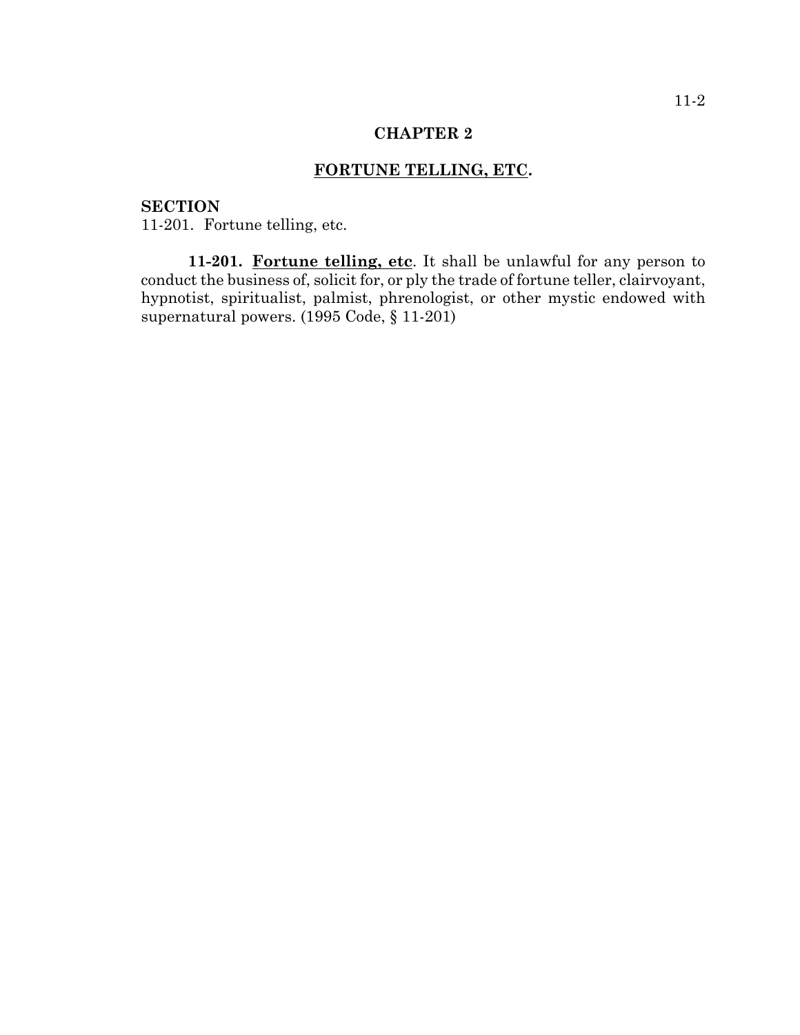## CHAPTER 2

## FORTUNE TELLING, ETC.

**SECTION**

11-201. Fortune telling, etc.

**11-201. Fortune telling, etc.** It shall be unlawful for any person to conduct the business of, solicit for, or ply the trade of fortune teller, clairvoyant, hypnotist, spiritualist, palmist, phrenologist, or other mystic endowed with supernatural powers. (1995 Code, § 11-201)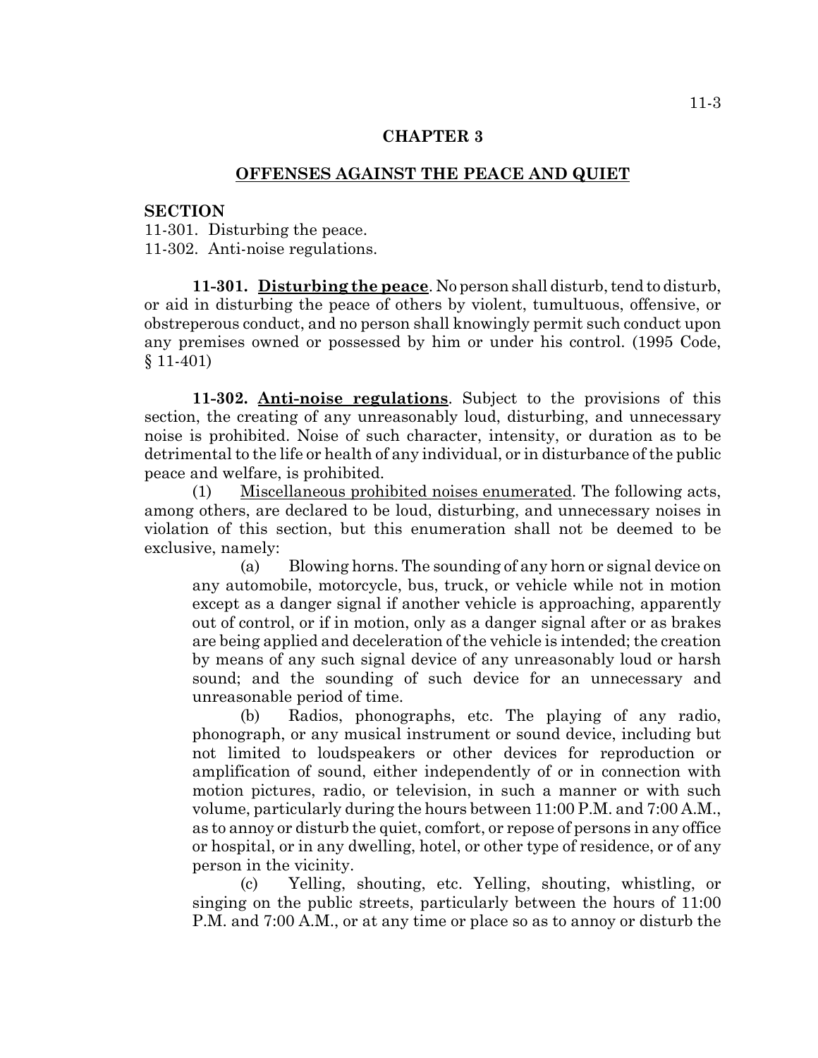# CHAPTER 3

## OFFENSES AGAINST THE PEACE AND QUIET

**SECTION**

11-301. Disturbing the peace.
11-302. Anti-noise regulations.

**11-301. Disturbing the peace**. No person shall disturb, tend to disturb, or aid in disturbing the peace of others by violent, tumultuous, offensive, or obstreperous conduct, and no person shall knowingly permit such conduct upon any premises owned or possessed by him or under his control. (1995 Code, § 11-401)

**11-302. Anti-noise regulations**. Subject to the provisions of this section, the creating of any unreasonably loud, disturbing, and unnecessary noise is prohibited. Noise of such character, intensity, or duration as to be detrimental to the life or health of any individual, or in disturbance of the public peace and welfare, is prohibited.

(1) Miscellaneous prohibited noises enumerated. The following acts, among others, are declared to be loud, disturbing, and unnecessary noises in violation of this section, but this enumeration shall not be deemed to be exclusive, namely:

(a) Blowing horns. The sounding of any horn or signal device on any automobile, motorcycle, bus, truck, or vehicle while not in motion except as a danger signal if another vehicle is approaching, apparently out of control, or if in motion, only as a danger signal after or as brakes are being applied and deceleration of the vehicle is intended; the creation by means of any such signal device of any unreasonably loud or harsh sound; and the sounding of such device for an unnecessary and unreasonable period of time.

(b) Radios, phonographs, etc. The playing of any radio, phonograph, or any musical instrument or sound device, including but not limited to loudspeakers or other devices for reproduction or amplification of sound, either independently of or in connection with motion pictures, radio, or television, in such a manner or with such volume, particularly during the hours between 11:00 P.M. and 7:00 A.M., as to annoy or disturb the quiet, comfort, or repose of persons in any office or hospital, or in any dwelling, hotel, or other type of residence, or of any person in the vicinity.

(c) Yelling, shouting, etc. Yelling, shouting, whistling, or singing on the public streets, particularly between the hours of 11:00 P.M. and 7:00 A.M., or at any time or place so as to annoy or disturb the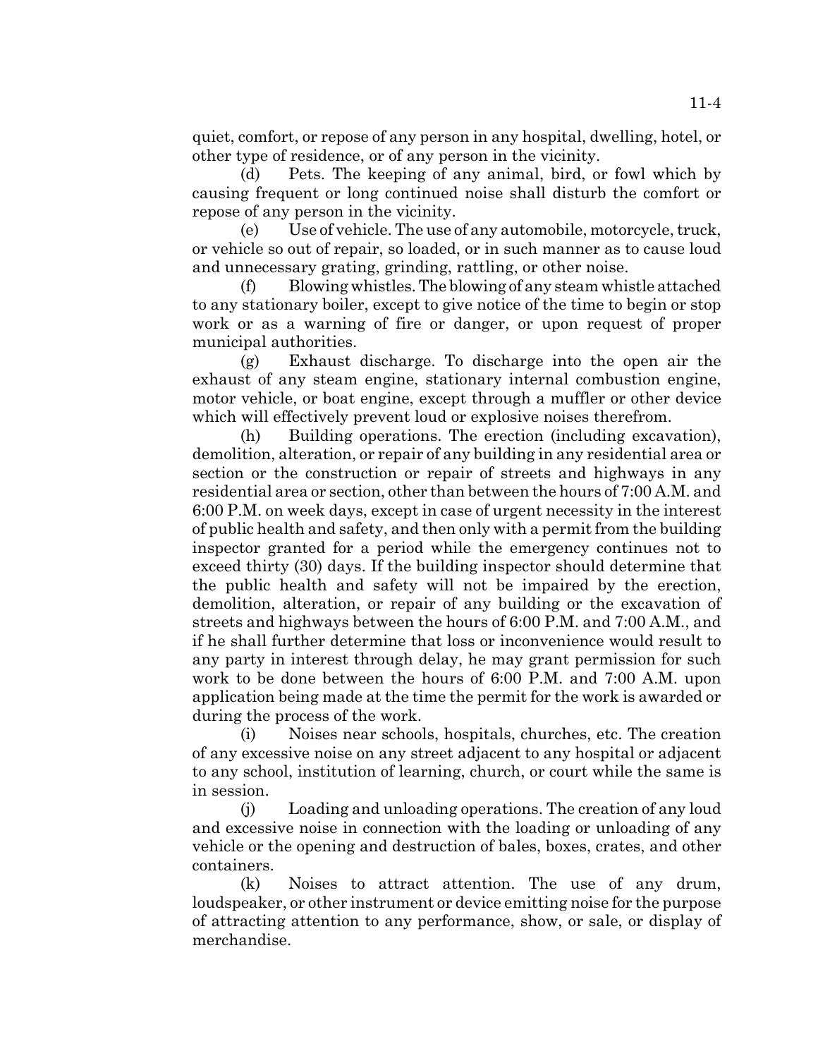quiet, comfort, or repose of any person in any hospital, dwelling, hotel, or other type of residence, or of any person in the vicinity.

(d) Pets. The keeping of any animal, bird, or fowl which by causing frequent or long continued noise shall disturb the comfort or repose of any person in the vicinity.

(e) Use of vehicle. The use of any automobile, motorcycle, truck, or vehicle so out of repair, so loaded, or in such manner as to cause loud and unnecessary grating, grinding, rattling, or other noise.

(f) Blowing whistles. The blowing of any steam whistle attached to any stationary boiler, except to give notice of the time to begin or stop work or as a warning of fire or danger, or upon request of proper municipal authorities.

(g) Exhaust discharge. To discharge into the open air the exhaust of any steam engine, stationary internal combustion engine, motor vehicle, or boat engine, except through a muffler or other device which will effectively prevent loud or explosive noises therefrom.

(h) Building operations. The erection (including excavation), demolition, alteration, or repair of any building in any residential area or section or the construction or repair of streets and highways in any residential area or section, other than between the hours of 7:00 A.M. and 6:00 P.M. on week days, except in case of urgent necessity in the interest of public health and safety, and then only with a permit from the building inspector granted for a period while the emergency continues not to exceed thirty (30) days. If the building inspector should determine that the public health and safety will not be impaired by the erection, demolition, alteration, or repair of any building or the excavation of streets and highways between the hours of 6:00 P.M. and 7:00 A.M., and if he shall further determine that loss or inconvenience would result to any party in interest through delay, he may grant permission for such work to be done between the hours of 6:00 P.M. and 7:00 A.M. upon application being made at the time the permit for the work is awarded or during the process of the work.

(i) Noises near schools, hospitals, churches, etc. The creation of any excessive noise on any street adjacent to any hospital or adjacent to any school, institution of learning, church, or court while the same is in session.

(j) Loading and unloading operations. The creation of any loud and excessive noise in connection with the loading or unloading of any vehicle or the opening and destruction of bales, boxes, crates, and other containers.

(k) Noises to attract attention. The use of any drum, loudspeaker, or other instrument or device emitting noise for the purpose of attracting attention to any performance, show, or sale, or display of merchandise.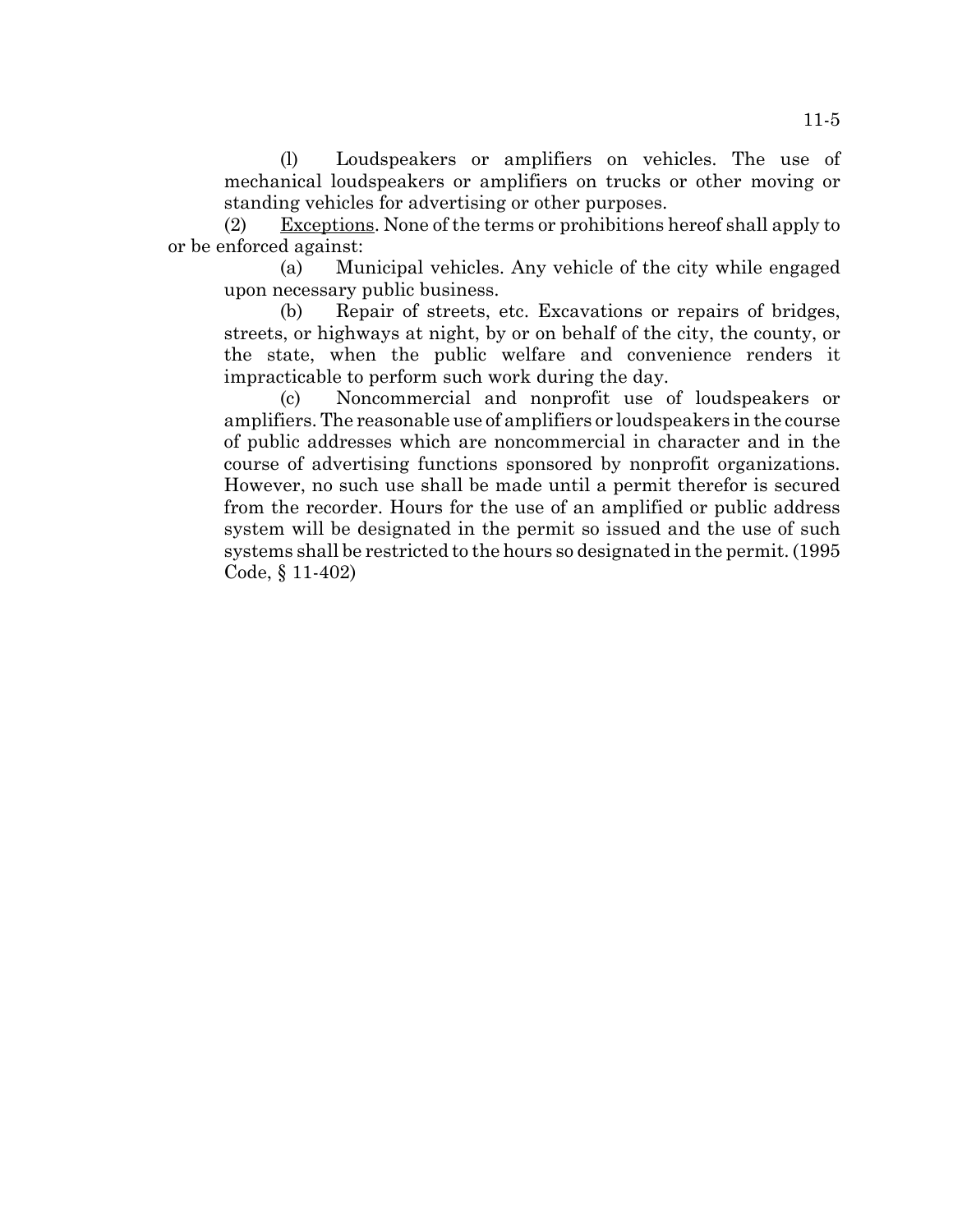(l) Loudspeakers or amplifiers on vehicles. The use of mechanical loudspeakers or amplifiers on trucks or other moving or standing vehicles for advertising or other purposes.

(2) Exceptions. None of the terms or prohibitions hereof shall apply to or be enforced against:

(a) Municipal vehicles. Any vehicle of the city while engaged upon necessary public business.

(b) Repair of streets, etc. Excavations or repairs of bridges, streets, or highways at night, by or on behalf of the city, the county, or the state, when the public welfare and convenience renders it impracticable to perform such work during the day.

(c) Noncommercial and nonprofit use of loudspeakers or amplifiers. The reasonable use of amplifiers or loudspeakers in the course of public addresses which are noncommercial in character and in the course of advertising functions sponsored by nonprofit organizations. However, no such use shall be made until a permit therefor is secured from the recorder. Hours for the use of an amplified or public address system will be designated in the permit so issued and the use of such systems shall be restricted to the hours so designated in the permit. (1995 Code, § 11-402)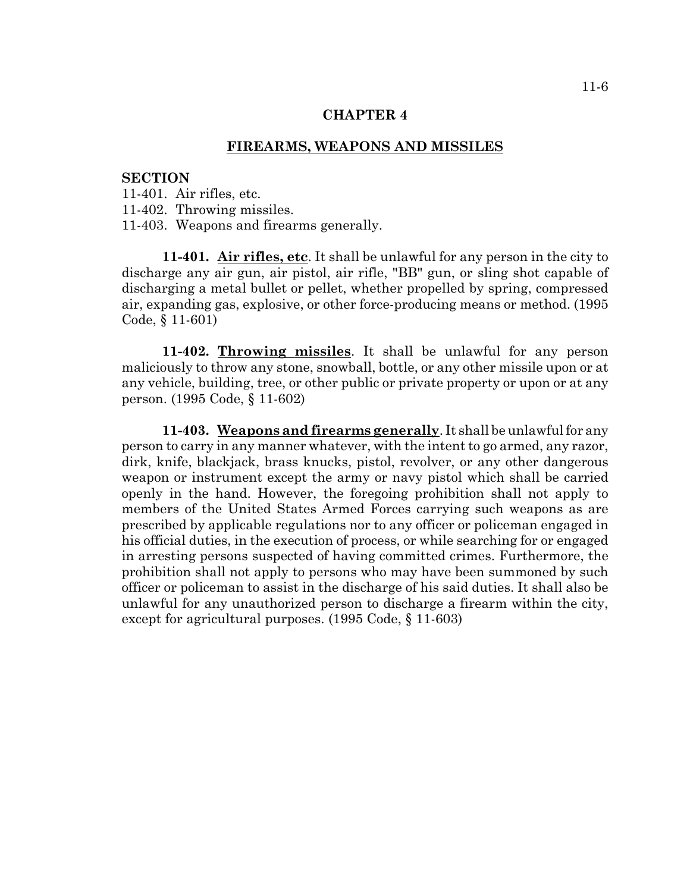## CHAPTER 4

## FIREARMS, WEAPONS AND MISSILES

**SECTION**

11-401. Air rifles, etc.
11-402. Throwing missiles.
11-403. Weapons and firearms generally.

**11-401. Air rifles, etc**. It shall be unlawful for any person in the city to discharge any air gun, air pistol, air rifle, "BB" gun, or sling shot capable of discharging a metal bullet or pellet, whether propelled by spring, compressed air, expanding gas, explosive, or other force-producing means or method. (1995 Code, § 11-601)

**11-402. Throwing missiles**. It shall be unlawful for any person maliciously to throw any stone, snowball, bottle, or any other missile upon or at any vehicle, building, tree, or other public or private property or upon or at any person. (1995 Code, § 11-602)

**11-403. Weapons and firearms generally**. It shall be unlawful for any person to carry in any manner whatever, with the intent to go armed, any razor, dirk, knife, blackjack, brass knucks, pistol, revolver, or any other dangerous weapon or instrument except the army or navy pistol which shall be carried openly in the hand. However, the foregoing prohibition shall not apply to members of the United States Armed Forces carrying such weapons as are prescribed by applicable regulations nor to any officer or policeman engaged in his official duties, in the execution of process, or while searching for or engaged in arresting persons suspected of having committed crimes. Furthermore, the prohibition shall not apply to persons who may have been summoned by such officer or policeman to assist in the discharge of his said duties. It shall also be unlawful for any unauthorized person to discharge a firearm within the city, except for agricultural purposes. (1995 Code, § 11-603)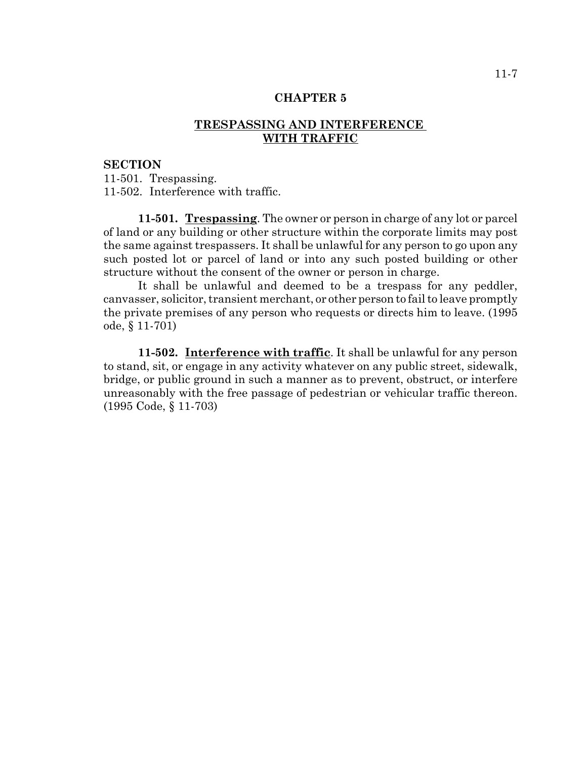# CHAPTER 5

## TRESPASSING AND INTERFERENCE WITH TRAFFIC

**SECTION**
11-501. Trespassing.
11-502. Interference with traffic.

**11-501. Trespassing**. The owner or person in charge of any lot or parcel of land or any building or other structure within the corporate limits may post the same against trespassers. It shall be unlawful for any person to go upon any such posted lot or parcel of land or into any such posted building or other structure without the consent of the owner or person in charge.

It shall be unlawful and deemed to be a trespass for any peddler, canvasser, solicitor, transient merchant, or other person to fail to leave promptly the private premises of any person who requests or directs him to leave. (1995 ode, § 11-701)

**11-502. Interference with traffic**. It shall be unlawful for any person to stand, sit, or engage in any activity whatever on any public street, sidewalk, bridge, or public ground in such a manner as to prevent, obstruct, or interfere unreasonably with the free passage of pedestrian or vehicular traffic thereon. (1995 Code, § 11-703)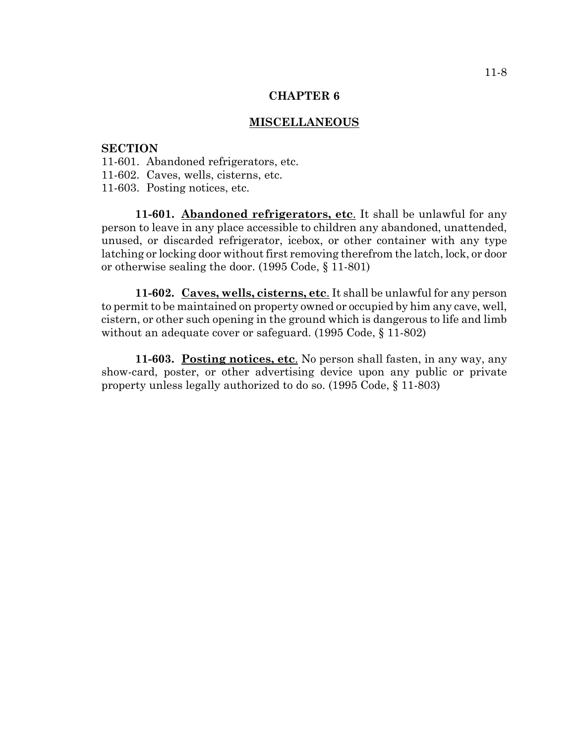# CHAPTER 6

## MISCELLANEOUS

**SECTION**

11-601. Abandoned refrigerators, etc.
11-602. Caves, wells, cisterns, etc.
11-603. Posting notices, etc.

**11-601. Abandoned refrigerators, etc.** It shall be unlawful for any person to leave in any place accessible to children any abandoned, unattended, unused, or discarded refrigerator, icebox, or other container with any type latching or locking door without first removing therefrom the latch, lock, or door or otherwise sealing the door. (1995 Code, § 11-801)

**11-602. Caves, wells, cisterns, etc.** It shall be unlawful for any person to permit to be maintained on property owned or occupied by him any cave, well, cistern, or other such opening in the ground which is dangerous to life and limb without an adequate cover or safeguard. (1995 Code, § 11-802)

**11-603. Posting notices, etc.** No person shall fasten, in any way, any show-card, poster, or other advertising device upon any public or private property unless legally authorized to do so. (1995 Code, § 11-803)